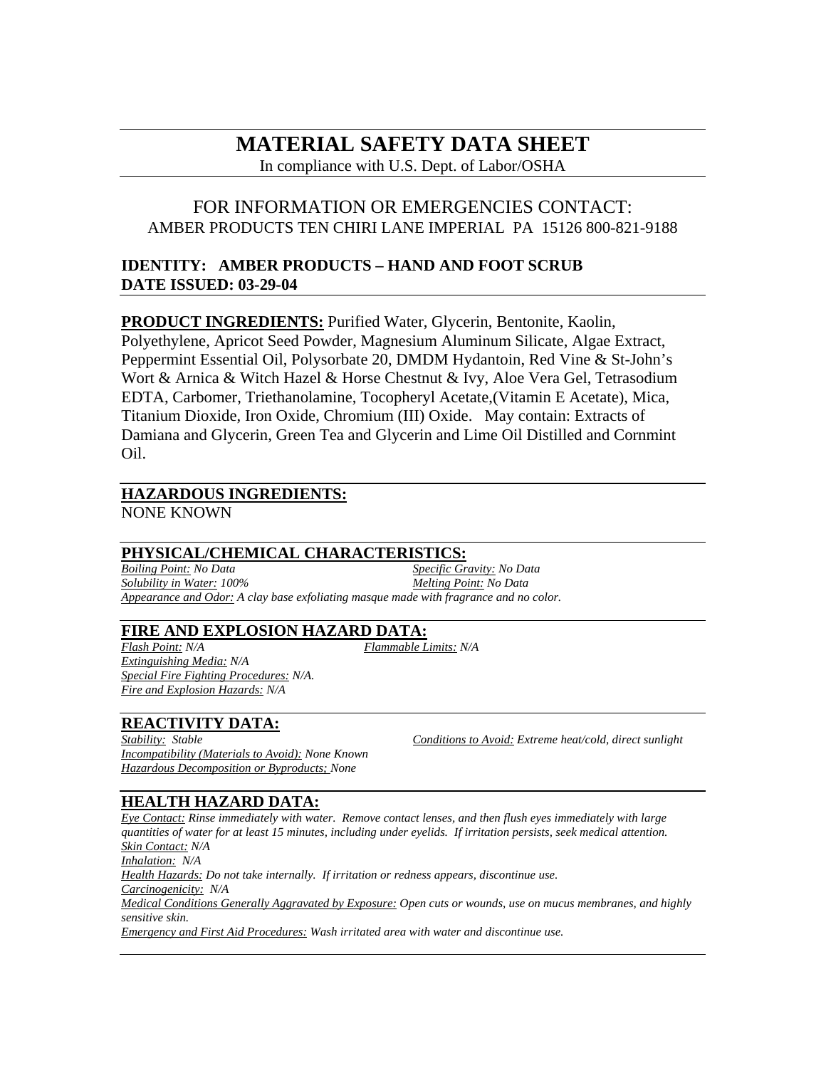# MATERIAL SAFETY DATA SHEET

In compliance with U.S. Dept. of Labor/OSHA

FOR INFORMATION OR EMERGENCIES CONTACT:
AMBER PRODUCTS TEN CHIRI LANE IMPERIAL PA 15126 800-821-9188

**IDENTITY: AMBER PRODUCTS – HAND AND FOOT SCRUB**
**DATE ISSUED: 03-29-04**

**PRODUCT INGREDIENTS:** Purified Water, Glycerin, Bentonite, Kaolin, Polyethylene, Apricot Seed Powder, Magnesium Aluminum Silicate, Algae Extract, Peppermint Essential Oil, Polysorbate 20, DMDM Hydantoin, Red Vine & St-John's Wort & Arnica & Witch Hazel & Horse Chestnut & Ivy, Aloe Vera Gel, Tetrasodium EDTA, Carbomer, Triethanolamine, Tocopheryl Acetate,(Vitamin E Acetate), Mica, Titanium Dioxide, Iron Oxide, Chromium (III) Oxide. May contain: Extracts of Damiana and Glycerin, Green Tea and Glycerin and Lime Oil Distilled and Cornmint Oil.

## HAZARDOUS INGREDIENTS:

NONE KNOWN

## PHYSICAL/CHEMICAL CHARACTERISTICS:

*Boiling Point: No Data*
*Specific Gravity: No Data*
*Solubility in Water: 100%*
*Melting Point: No Data*
*Appearance and Odor: A clay base exfoliating masque made with fragrance and no color.*

## FIRE AND EXPLOSION HAZARD DATA:

*Flash Point: N/A*
*Flammable Limits: N/A*
*Extinguishing Media: N/A*
*Special Fire Fighting Procedures: N/A.*
*Fire and Explosion Hazards: N/A*

## REACTIVITY DATA:

*Stability: Stable*
*Conditions to Avoid: Extreme heat/cold, direct sunlight*
*Incompatibility (Materials to Avoid): None Known*
*Hazardous Decomposition or Byproducts; None*

## HEALTH HAZARD DATA:

*Eye Contact: Rinse immediately with water. Remove contact lenses, and then flush eyes immediately with large quantities of water for at least 15 minutes, including under eyelids. If irritation persists, seek medical attention.*
*Skin Contact: N/A*
*Inhalation: N/A*
*Health Hazards: Do not take internally. If irritation or redness appears, discontinue use.*
*Carcinogenicity: N/A*
*Medical Conditions Generally Aggravated by Exposure: Open cuts or wounds, use on mucus membranes, and highly sensitive skin.*
*Emergency and First Aid Procedures: Wash irritated area with water and discontinue use.*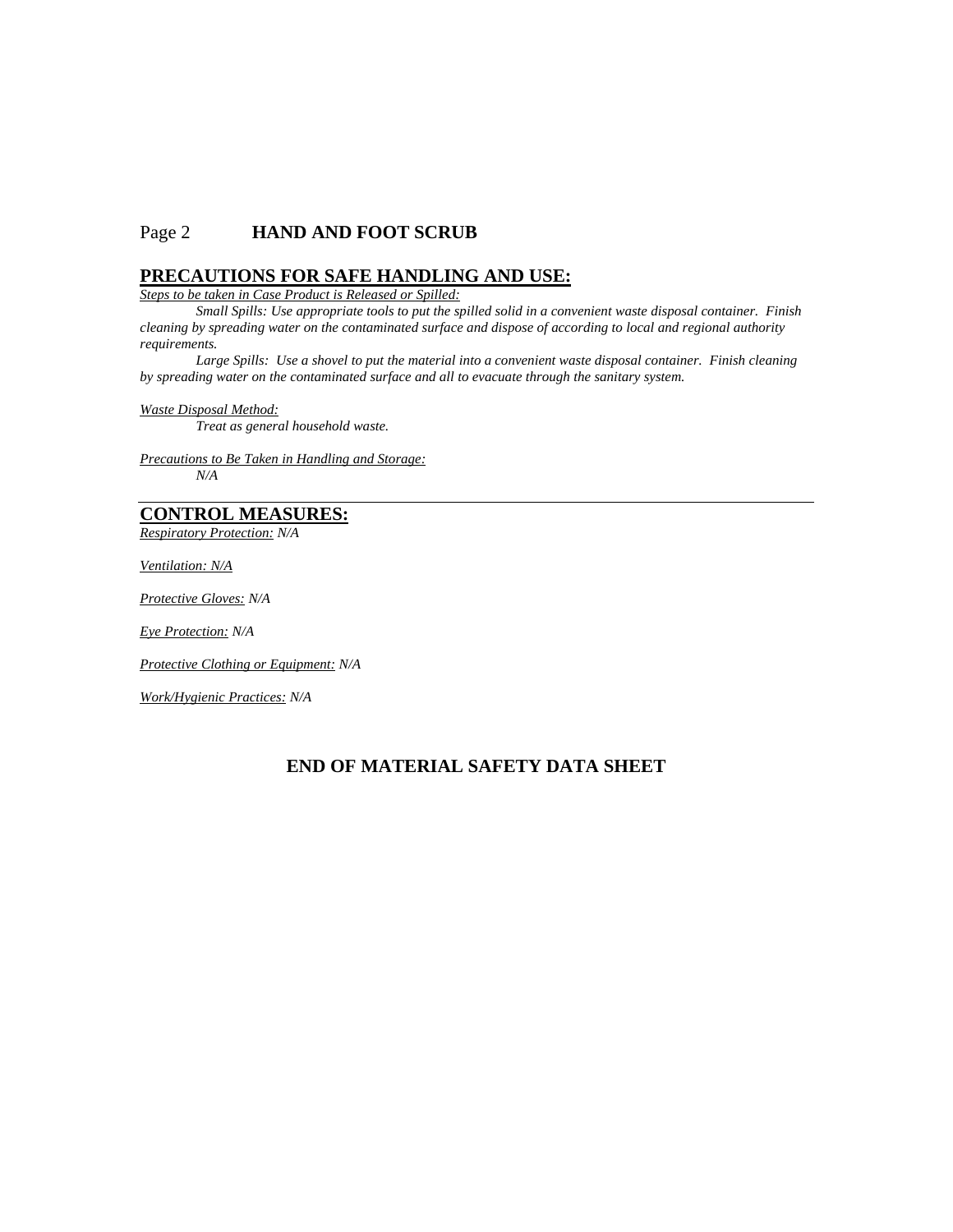## PRECAUTIONS FOR SAFE HANDLING AND USE:

*Steps to be taken in Case Product is Released or Spilled:*

*Small Spills: Use appropriate tools to put the spilled solid in a convenient waste disposal container. Finish cleaning by spreading water on the contaminated surface and dispose of according to local and regional authority requirements.*

*Large Spills: Use a shovel to put the material into a convenient waste disposal container. Finish cleaning by spreading water on the contaminated surface and all to evacuate through the sanitary system.*

*Waste Disposal Method:*

*Treat as general household waste.*

*Precautions to Be Taken in Handling and Storage:*

*N/A*

---

## CONTROL MEASURES:

*Respiratory Protection: N/A*

*Ventilation: N/A*

*Protective Gloves: N/A*

*Eye Protection: N/A*

*Protective Clothing or Equipment: N/A*

*Work/Hygienic Practices: N/A*

**END OF MATERIAL SAFETY DATA SHEET**